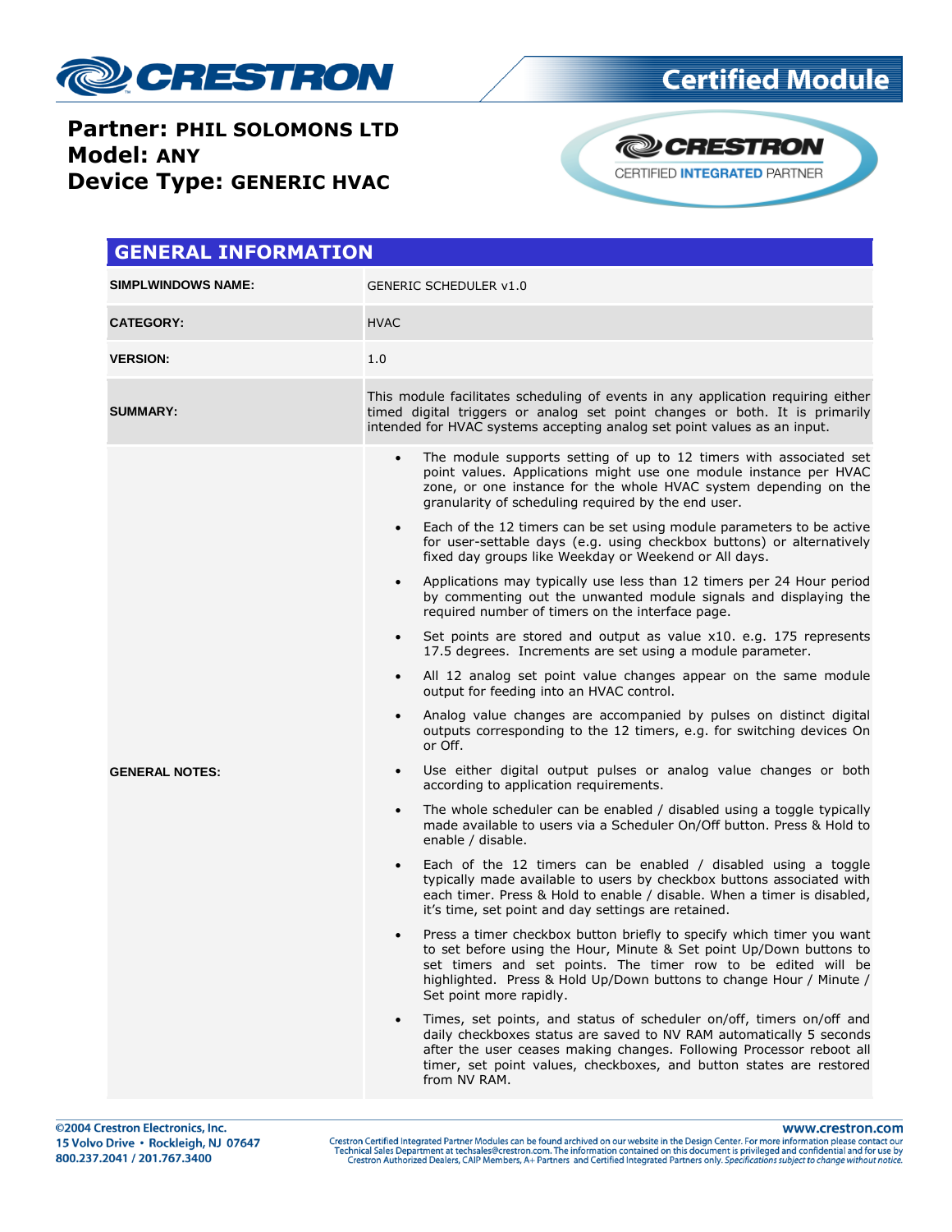**Partner: PHIL SOLOMONS LTD**
**Model: ANY**
**Device Type: GENERIC HVAC**

Certified Module

CRESTRON CERTIFIED INTEGRATED PARTNER

## GENERAL INFORMATION

| | |
|---|---|
| **SIMPLWINDOWS NAME:** | GENERIC SCHEDULER v1.0 |
| **CATEGORY:** | HVAC |
| **VERSION:** | 1.0 |
| **SUMMARY:** | This module facilitates scheduling of events in any application requiring either timed digital triggers or analog set point changes or both. It is primarily intended for HVAC systems accepting analog set point values as an input. |
| **GENERAL NOTES:** | • The module supports setting of up to 12 timers with associated set point values. Applications might use one module instance per HVAC zone, or one instance for the whole HVAC system depending on the granularity of scheduling required by the end user.<br>• Each of the 12 timers can be set using module parameters to be active for user-settable days (e.g. using checkbox buttons) or alternatively fixed day groups like Weekday or Weekend or All days.<br>• Applications may typically use less than 12 timers per 24 Hour period by commenting out the unwanted module signals and displaying the required number of timers on the interface page.<br>• Set points are stored and output as value x10. e.g. 175 represents 17.5 degrees. Increments are set using a module parameter.<br>• All 12 analog set point value changes appear on the same module output for feeding into an HVAC control.<br>• Analog value changes are accompanied by pulses on distinct digital outputs corresponding to the 12 timers, e.g. for switching devices On or Off.<br>• Use either digital output pulses or analog value changes or both according to application requirements.<br>• The whole scheduler can be enabled / disabled using a toggle typically made available to users via a Scheduler On/Off button. Press & Hold to enable / disable.<br>• Each of the 12 timers can be enabled / disabled using a toggle typically made available to users by checkbox buttons associated with each timer. Press & Hold to enable / disable. When a timer is disabled, it's time, set point and day settings are retained.<br>• Press a timer checkbox button briefly to specify which timer you want to set before using the Hour, Minute & Set point Up/Down buttons to set timers and set points. The timer row to be edited will be highlighted. Press & Hold Up/Down buttons to change Hour / Minute / Set point more rapidly.<br>• Times, set points, and status of scheduler on/off, timers on/off and daily checkboxes status are saved to NV RAM automatically 5 seconds after the user ceases making changes. Following Processor reboot all timer, set point values, checkboxes, and button states are restored from NV RAM. |

©2004 Crestron Electronics, Inc.
15 Volvo Drive • Rockleigh, NJ 07647
800.237.2041 / 201.767.3400

www.crestron.com
Crestron Certified Integrated Partner Modules can be found archived on our website in the Design Center. For more information please contact our Technical Sales Department at techsales@crestron.com. The information contained on this document is privileged and confidential and for use by Crestron Authorized Dealers, CAIP Members, A+ Partners and Certified Integrated Partners only. *Specifications subject to change without notice.*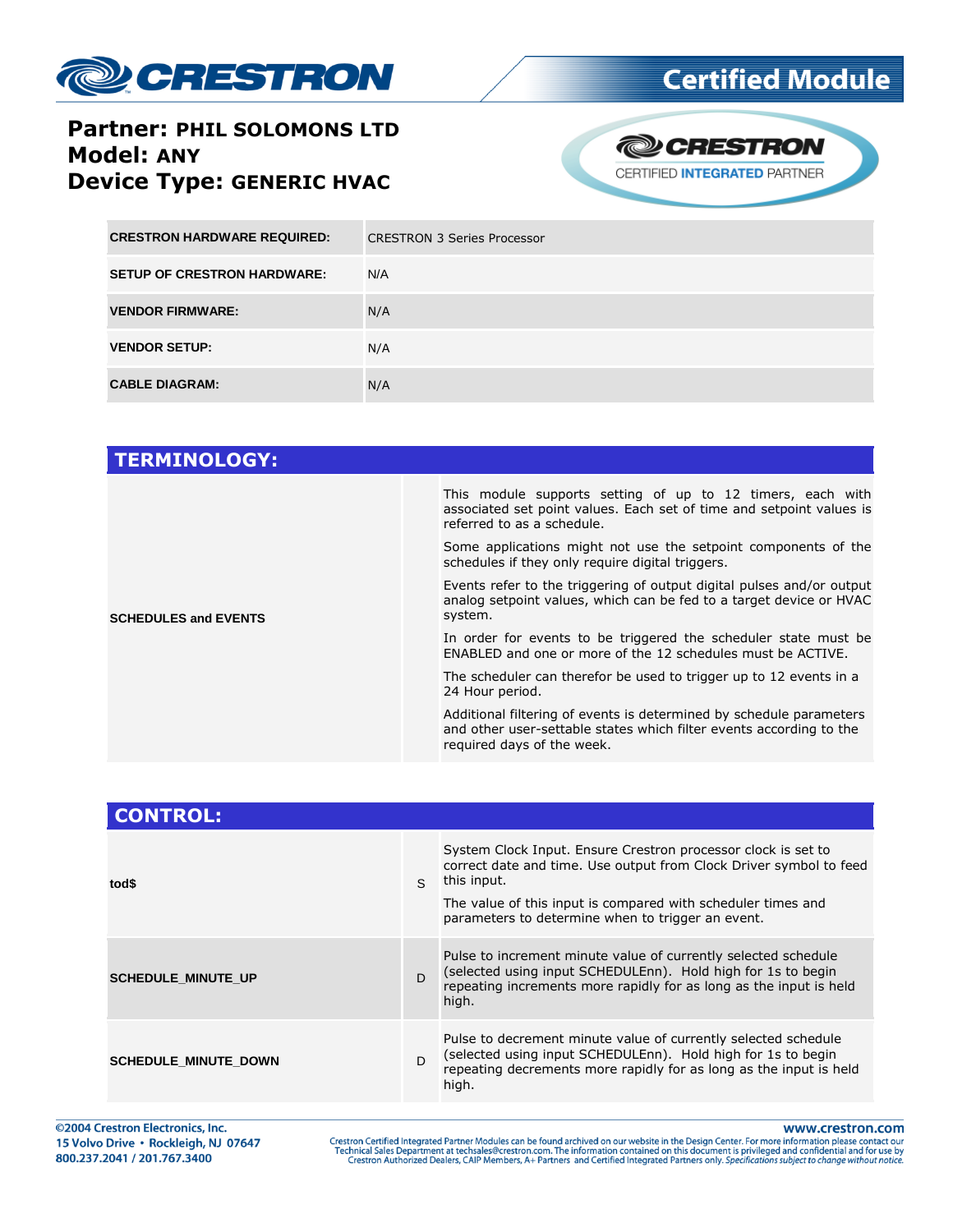**Partner: PHIL SOLOMONS LTD**
**Model: ANY**
**Device Type: GENERIC HVAC**

| | |
|---|---|
| **CRESTRON HARDWARE REQUIRED:** | CRESTRON 3 Series Processor |
| **SETUP OF CRESTRON HARDWARE:** | N/A |
| **VENDOR FIRMWARE:** | N/A |
| **VENDOR SETUP:** | N/A |
| **CABLE DIAGRAM:** | N/A |

## TERMINOLOGY:

| | | |
|---|---|---|
| **SCHEDULES and EVENTS** | | This module supports setting of up to 12 timers, each with associated set point values. Each set of time and setpoint values is referred to as a schedule.<br><br>Some applications might not use the setpoint components of the schedules if they only require digital triggers.<br><br>Events refer to the triggering of output digital pulses and/or output analog setpoint values, which can be fed to a target device or HVAC system.<br><br>In order for events to be triggered the scheduler state must be ENABLED and one or more of the 12 schedules must be ACTIVE.<br><br>The scheduler can therefor be used to trigger up to 12 events in a 24 Hour period.<br><br>Additional filtering of events is determined by schedule parameters and other user-settable states which filter events according to the required days of the week. |

## CONTROL:

| | | |
|---|---|---|
| **tod$** | S | System Clock Input. Ensure Crestron processor clock is set to correct date and time. Use output from Clock Driver symbol to feed this input.<br><br>The value of this input is compared with scheduler times and parameters to determine when to trigger an event. |
| **SCHEDULE_MINUTE_UP** | D | Pulse to increment minute value of currently selected schedule (selected using input SCHEDULEnn). Hold high for 1s to begin repeating increments more rapidly for as long as the input is held high. |
| **SCHEDULE_MINUTE_DOWN** | D | Pulse to decrement minute value of currently selected schedule (selected using input SCHEDULEnn). Hold high for 1s to begin repeating decrements more rapidly for as long as the input is held high. |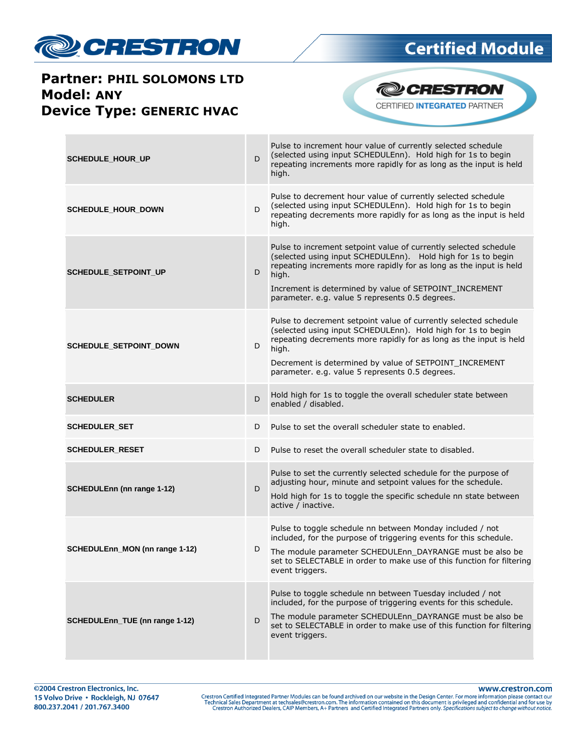| | | |
|---|---|---|
| **SCHEDULE_HOUR_UP** | D | Pulse to increment hour value of currently selected schedule (selected using input SCHEDULEnn). Hold high for 1s to begin repeating increments more rapidly for as long as the input is held high. |
| **SCHEDULE_HOUR_DOWN** | D | Pulse to decrement hour value of currently selected schedule (selected using input SCHEDULEnn). Hold high for 1s to begin repeating decrements more rapidly for as long as the input is held high. |
| **SCHEDULE_SETPOINT_UP** | D | Pulse to increment setpoint value of currently selected schedule (selected using input SCHEDULEnn). Hold high for 1s to begin repeating increments more rapidly for as long as the input is held high.<br><br>Increment is determined by value of SETPOINT_INCREMENT parameter. e.g. value 5 represents 0.5 degrees. |
| **SCHEDULE_SETPOINT_DOWN** | D | Pulse to decrement setpoint value of currently selected schedule (selected using input SCHEDULEnn). Hold high for 1s to begin repeating decrements more rapidly for as long as the input is held high.<br><br>Decrement is determined by value of SETPOINT_INCREMENT parameter. e.g. value 5 represents 0.5 degrees. |
| **SCHEDULER** | D | Hold high for 1s to toggle the overall scheduler state between enabled / disabled. |
| **SCHEDULER_SET** | D | Pulse to set the overall scheduler state to enabled. |
| **SCHEDULER_RESET** | D | Pulse to reset the overall scheduler state to disabled. |
| **SCHEDULEnn (nn range 1-12)** | D | Pulse to set the currently selected schedule for the purpose of adjusting hour, minute and setpoint values for the schedule.<br><br>Hold high for 1s to toggle the specific schedule nn state between active / inactive. |
| **SCHEDULEnn_MON (nn range 1-12)** | D | Pulse to toggle schedule nn between Monday included / not included, for the purpose of triggering events for this schedule.<br><br>The module parameter SCHEDULEnn_DAYRANGE must be also be set to SELECTABLE in order to make use of this function for filtering event triggers. |
| **SCHEDULEnn_TUE (nn range 1-12)** | D | Pulse to toggle schedule nn between Tuesday included / not included, for the purpose of triggering events for this schedule.<br><br>The module parameter SCHEDULEnn_DAYRANGE must be also be set to SELECTABLE in order to make use of this function for filtering event triggers. |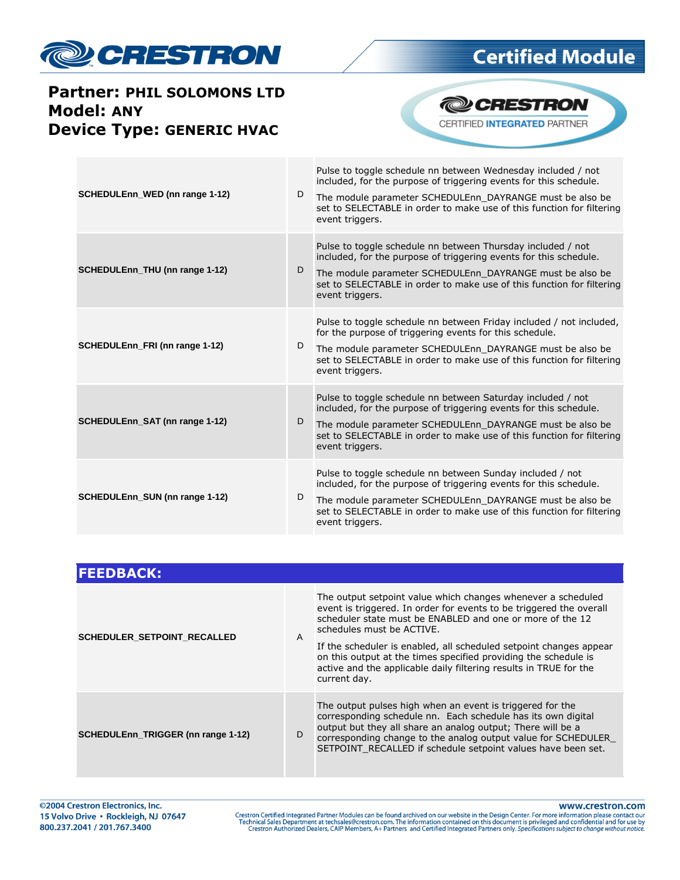| | | |
|---|---|---|
| **SCHEDULEnn_WED (nn range 1-12)** | D | Pulse to toggle schedule nn between Wednesday included / not included, for the purpose of triggering events for this schedule.<br><br>The module parameter SCHEDULEnn_DAYRANGE must be also be set to SELECTABLE in order to make use of this function for filtering event triggers. |
| **SCHEDULEnn_THU (nn range 1-12)** | D | Pulse to toggle schedule nn between Thursday included / not included, for the purpose of triggering events for this schedule.<br><br>The module parameter SCHEDULEnn_DAYRANGE must be also be set to SELECTABLE in order to make use of this function for filtering event triggers. |
| **SCHEDULEnn_FRI (nn range 1-12)** | D | Pulse to toggle schedule nn between Friday included / not included, for the purpose of triggering events for this schedule.<br><br>The module parameter SCHEDULEnn_DAYRANGE must be also be set to SELECTABLE in order to make use of this function for filtering event triggers. |
| **SCHEDULEnn_SAT (nn range 1-12)** | D | Pulse to toggle schedule nn between Saturday included / not included, for the purpose of triggering events for this schedule.<br><br>The module parameter SCHEDULEnn_DAYRANGE must be also be set to SELECTABLE in order to make use of this function for filtering event triggers. |
| **SCHEDULEnn_SUN (nn range 1-12)** | D | Pulse to toggle schedule nn between Sunday included / not included, for the purpose of triggering events for this schedule.<br><br>The module parameter SCHEDULEnn_DAYRANGE must be also be set to SELECTABLE in order to make use of this function for filtering event triggers. |

## FEEDBACK:

| | | |
|---|---|---|
| **SCHEDULER_SETPOINT_RECALLED** | A | The output setpoint value which changes whenever a scheduled event is triggered. In order for events to be triggered the overall scheduler state must be ENABLED and one or more of the 12 schedules must be ACTIVE.<br><br>If the scheduler is enabled, all scheduled setpoint changes appear on this output at the times specified providing the schedule is active and the applicable daily filtering results in TRUE for the current day. |
| **SCHEDULEnn_TRIGGER (nn range 1-12)** | D | The output pulses high when an event is triggered for the corresponding schedule nn. Each schedule has its own digital output but they all share an analog output; There will be a corresponding change to the analog output value for SCHEDULER_SETPOINT_RECALLED if schedule setpoint values have been set. |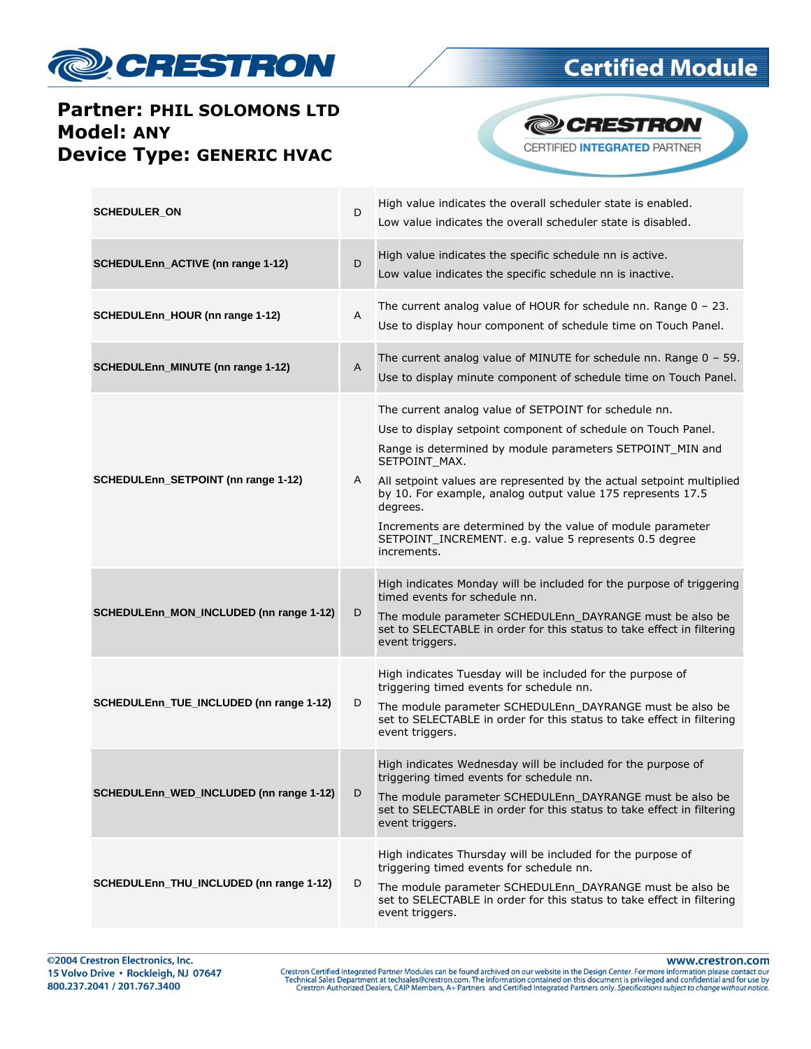**Partner: PHIL SOLOMONS LTD**
**Model: ANY**
**Device Type: GENERIC HVAC**

| | | |
|---|---|---|
| **SCHEDULER_ON** | D | High value indicates the overall scheduler state is enabled.<br>Low value indicates the overall scheduler state is disabled. |
| **SCHEDULEnn_ACTIVE (nn range 1-12)** | D | High value indicates the specific schedule nn is active.<br>Low value indicates the specific schedule nn is inactive. |
| **SCHEDULEnn_HOUR (nn range 1-12)** | A | The current analog value of HOUR for schedule nn. Range 0 – 23.<br>Use to display hour component of schedule time on Touch Panel. |
| **SCHEDULEnn_MINUTE (nn range 1-12)** | A | The current analog value of MINUTE for schedule nn. Range 0 – 59.<br>Use to display minute component of schedule time on Touch Panel. |
| **SCHEDULEnn_SETPOINT (nn range 1-12)** | A | The current analog value of SETPOINT for schedule nn.<br>Use to display setpoint component of schedule on Touch Panel.<br>Range is determined by module parameters SETPOINT_MIN and SETPOINT_MAX.<br>All setpoint values are represented by the actual setpoint multiplied by 10. For example, analog output value 175 represents 17.5 degrees.<br>Increments are determined by the value of module parameter SETPOINT_INCREMENT. e.g. value 5 represents 0.5 degree increments. |
| **SCHEDULEnn_MON_INCLUDED (nn range 1-12)** | D | High indicates Monday will be included for the purpose of triggering timed events for schedule nn.<br>The module parameter SCHEDULEnn_DAYRANGE must be also be set to SELECTABLE in order for this status to take effect in filtering event triggers. |
| **SCHEDULEnn_TUE_INCLUDED (nn range 1-12)** | D | High indicates Tuesday will be included for the purpose of triggering timed events for schedule nn.<br>The module parameter SCHEDULEnn_DAYRANGE must be also be set to SELECTABLE in order for this status to take effect in filtering event triggers. |
| **SCHEDULEnn_WED_INCLUDED (nn range 1-12)** | D | High indicates Wednesday will be included for the purpose of triggering timed events for schedule nn.<br>The module parameter SCHEDULEnn_DAYRANGE must be also be set to SELECTABLE in order for this status to take effect in filtering event triggers. |
| **SCHEDULEnn_THU_INCLUDED (nn range 1-12)** | D | High indicates Thursday will be included for the purpose of triggering timed events for schedule nn.<br>The module parameter SCHEDULEnn_DAYRANGE must be also be set to SELECTABLE in order for this status to take effect in filtering event triggers. |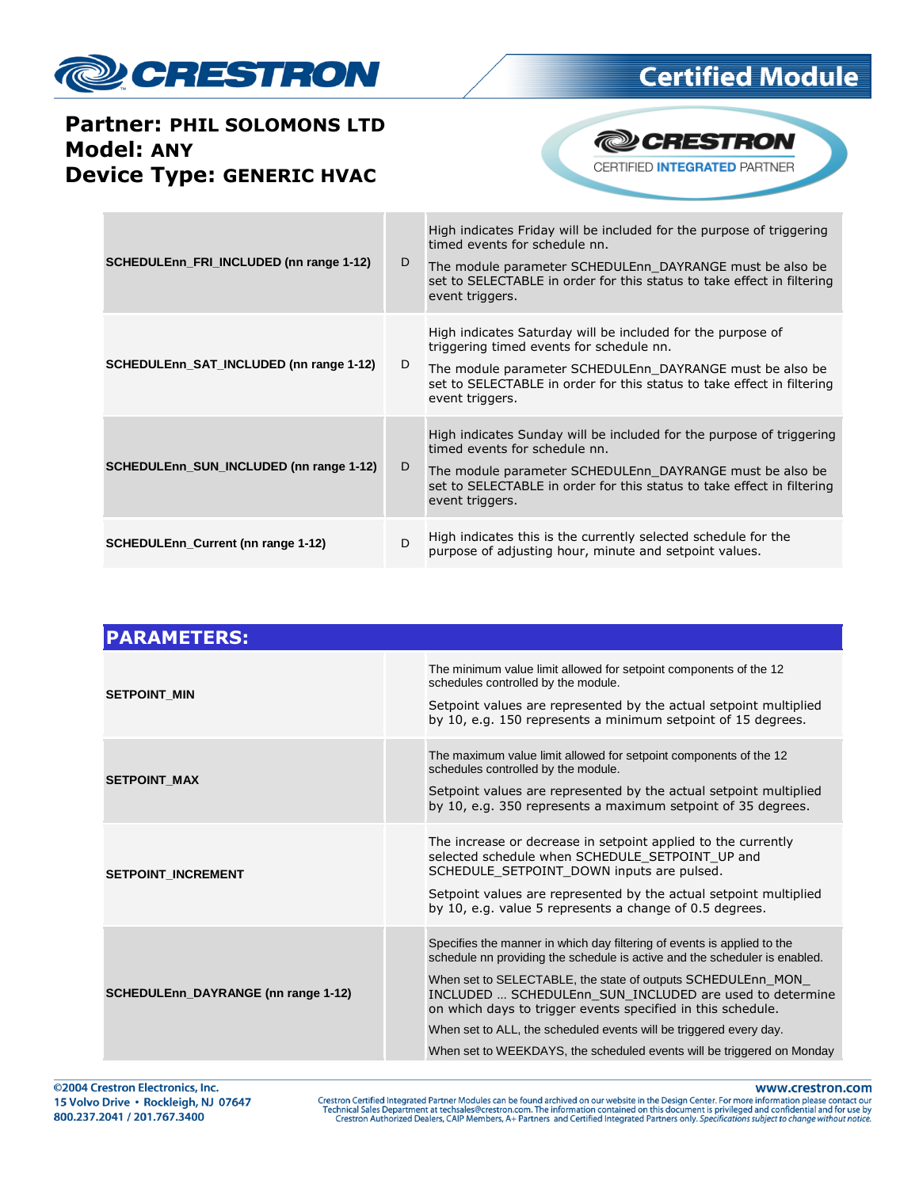| | | |
|---|---|---|
| **SCHEDULEnn_FRI_INCLUDED (nn range 1-12)** | D | High indicates Friday will be included for the purpose of triggering timed events for schedule nn.<br>The module parameter SCHEDULEnn_DAYRANGE must be also be set to SELECTABLE in order for this status to take effect in filtering event triggers. |
| **SCHEDULEnn_SAT_INCLUDED (nn range 1-12)** | D | High indicates Saturday will be included for the purpose of triggering timed events for schedule nn.<br>The module parameter SCHEDULEnn_DAYRANGE must be also be set to SELECTABLE in order for this status to take effect in filtering event triggers. |
| **SCHEDULEnn_SUN_INCLUDED (nn range 1-12)** | D | High indicates Sunday will be included for the purpose of triggering timed events for schedule nn.<br>The module parameter SCHEDULEnn_DAYRANGE must be also be set to SELECTABLE in order for this status to take effect in filtering event triggers. |
| **SCHEDULEnn_Current (nn range 1-12)** | D | High indicates this is the currently selected schedule for the purpose of adjusting hour, minute and setpoint values. |

## PARAMETERS:

| | | |
|---|---|---|
| **SETPOINT_MIN** | | The minimum value limit allowed for setpoint components of the 12 schedules controlled by the module.<br>Setpoint values are represented by the actual setpoint multiplied by 10, e.g. 150 represents a minimum setpoint of 15 degrees. |
| **SETPOINT_MAX** | | The maximum value limit allowed for setpoint components of the 12 schedules controlled by the module.<br>Setpoint values are represented by the actual setpoint multiplied by 10, e.g. 350 represents a maximum setpoint of 35 degrees. |
| **SETPOINT_INCREMENT** | | The increase or decrease in setpoint applied to the currently selected schedule when SCHEDULE_SETPOINT_UP and SCHEDULE_SETPOINT_DOWN inputs are pulsed.<br>Setpoint values are represented by the actual setpoint multiplied by 10, e.g. value 5 represents a change of 0.5 degrees. |
| **SCHEDULEnn_DAYRANGE (nn range 1-12)** | | Specifies the manner in which day filtering of events is applied to the schedule nn providing the schedule is active and the scheduler is enabled.<br>When set to SELECTABLE, the state of outputs SCHEDULEnn_MON_INCLUDED ... SCHEDULEnn_SUN_INCLUDED are used to determine on which days to trigger events specified in this schedule.<br>When set to ALL, the scheduled events will be triggered every day.<br>When set to WEEKDAYS, the scheduled events will be triggered on Monday |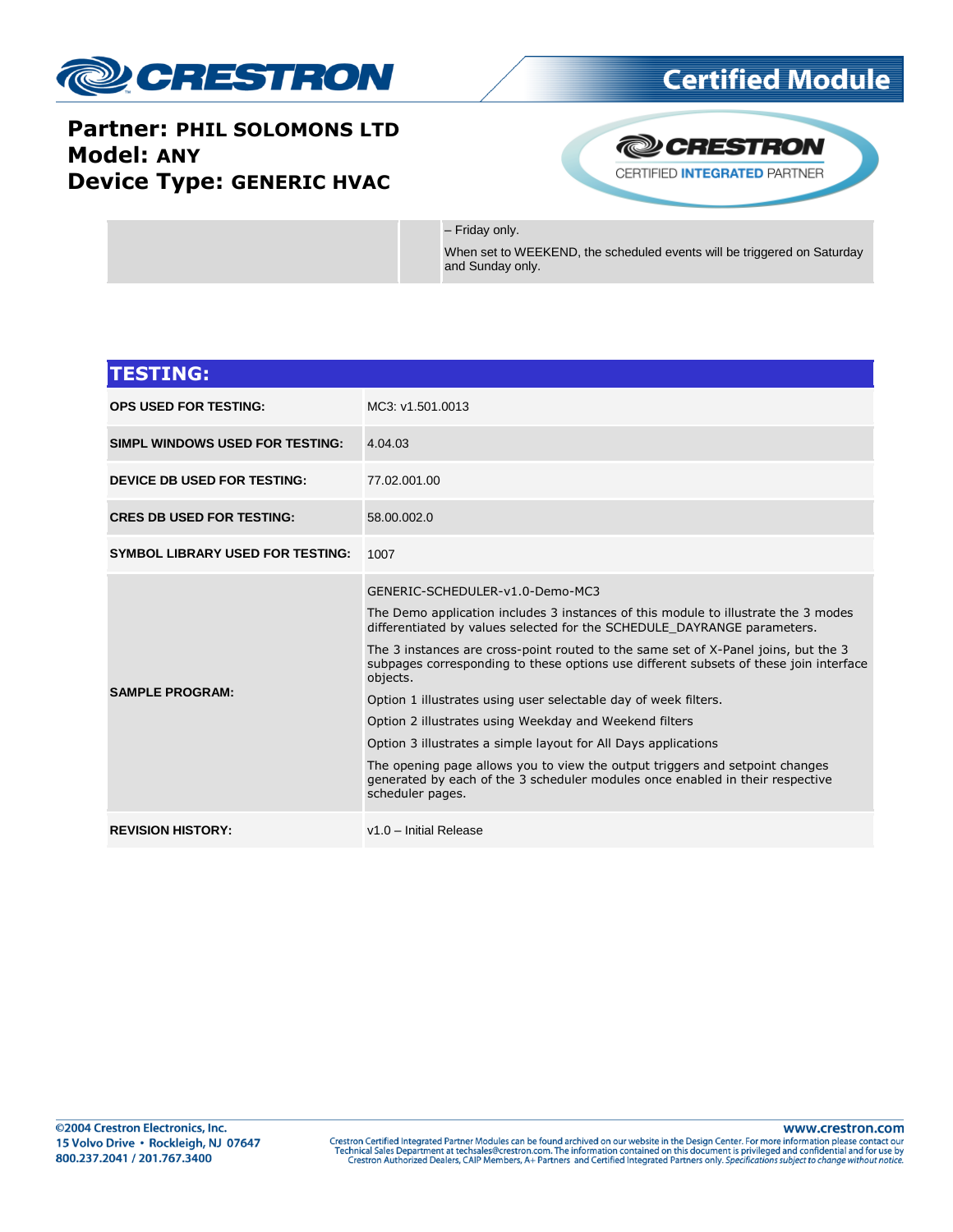**Partner: PHIL SOLOMONS LTD**
**Model: ANY**
**Device Type: GENERIC HVAC**

| | | |
|---|---|---|
| | | – Friday only.<br><br>When set to WEEKEND, the scheduled events will be triggered on Saturday and Sunday only. |

## TESTING:

| | |
|---|---|
| **OPS USED FOR TESTING:** | MC3: v1.501.0013 |
| **SIMPL WINDOWS USED FOR TESTING:** | 4.04.03 |
| **DEVICE DB USED FOR TESTING:** | 77.02.001.00 |
| **CRES DB USED FOR TESTING:** | 58.00.002.0 |
| **SYMBOL LIBRARY USED FOR TESTING:** | 1007 |
| **SAMPLE PROGRAM:** | GENERIC-SCHEDULER-v1.0-Demo-MC3<br><br>The Demo application includes 3 instances of this module to illustrate the 3 modes differentiated by values selected for the SCHEDULE_DAYRANGE parameters.<br><br>The 3 instances are cross-point routed to the same set of X-Panel joins, but the 3 subpages corresponding to these options use different subsets of these join interface objects.<br><br>Option 1 illustrates using user selectable day of week filters.<br><br>Option 2 illustrates using Weekday and Weekend filters<br><br>Option 3 illustrates a simple layout for All Days applications<br><br>The opening page allows you to view the output triggers and setpoint changes generated by each of the 3 scheduler modules once enabled in their respective scheduler pages. |
| **REVISION HISTORY:** | v1.0 – Initial Release |